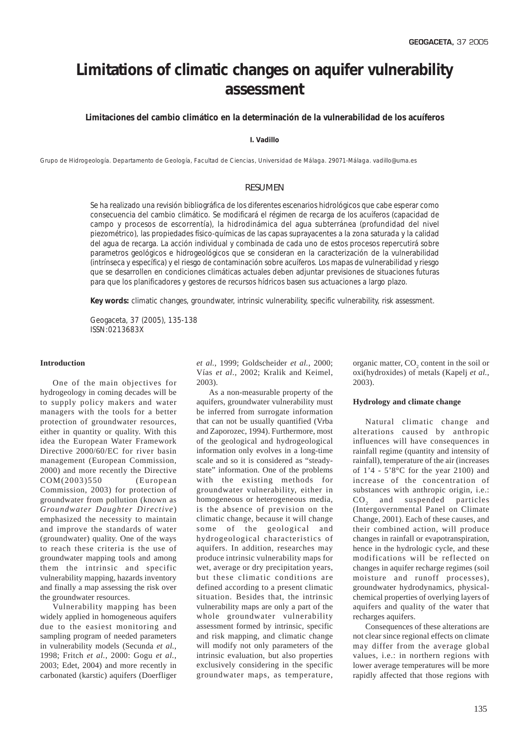# Limitations of climatic changes on aquifer vulnerability assessment

**Limitaciones del cambio climático en la determinación de la vulnerabilidad de los acuíferos**

**I. Vadillo**

Grupo de Hidrogeología. Departamento de Geología, Facultad de Ciencias, Universidad de Málaga. 29071-Málaga. vadillo@uma.es

## RESUMEN

Se ha realizado una revisión bibliográfica de los diferentes escenarios hidrológicos que cabe esperar como consecuencia del cambio climático. Se modificará el régimen de recarga de los acuíferos (capacidad de campo y procesos de escorrentía), la hidrodinámica del agua subterránea (profundidad del nivel piezométrico), las propiedades físico-químicas de las capas suprayacentes a la zona saturada y la calidad del agua de recarga. La acción individual y combinada de cada uno de estos procesos repercutirá sobre parametros geológicos e hidrogeológicos que se consideran en la caracterización de la vulnerabilidad (intrínseca y específica) y el riesgo de contaminación sobre acuíferos. Los mapas de vulnerabilidad y riesgo que se desarrollen en condiciones climáticas actuales deben adjuntar previsiones de situaciones futuras para que los planificadores y gestores de recursos hídricos basen sus actuaciones a largo plazo.

**Key words:** climatic changes, groundwater, intrinsic vulnerability, specific vulnerability, risk assessment.

Geogaceta, 37 (2005), 135-138
ISSN:0213683X

## Introduction

One of the main objectives for hydrogeology in coming decades will be to supply policy makers and water managers with the tools for a better protection of groundwater resources, either in quantity or quality. With this idea the European Water Framework Directive 2000/60/EC for river basin management (European Commission, 2000) and more recently the Directive COM(2003)550 (European Commission, 2003) for protection of groundwater from pollution (known as *Groundwater Daughter Directive*) emphasized the necessity to maintain and improve the standards of water (groundwater) quality. One of the ways to reach these criteria is the use of groundwater mapping tools and among them the intrinsic and specific vulnerability mapping, hazards inventory and finally a map assessing the risk over the groundwater resources.

Vulnerability mapping has been widely applied in homogeneous aquifers due to the easiest monitoring and sampling program of needed parameters in vulnerability models (Secunda *et al.*, 1998; Fritch *et al.*, 2000: Gogu *et al.*, 2003; Edet, 2004) and more recently in carbonated (karstic) aquifers (Doerfliger *et al.*, 1999; Goldscheider *et al.*, 2000; Vías *et al.*, 2002; Kralik and Keimel, 2003).

As a non-measurable property of the aquifers, groundwater vulnerability must be inferred from surrogate information that can not be usually quantified (Vrba and Zaporozec, 1994). Furthermore, most of the geological and hydrogeological information only evolves in a long-time scale and so it is considered as "steady-state" information. One of the problems with the existing methods for groundwater vulnerability, either in homogeneous or heterogeneous media, is the absence of prevision on the climatic change, because it will change some of the geological and hydrogeological characteristics of aquifers. In addition, researches may produce intrinsic vulnerability maps for wet, average or dry precipitation years, but these climatic conditions are defined according to a present climatic situation. Besides that, the intrinsic vulnerability maps are only a part of the whole groundwater vulnerability assessment formed by intrinsic, specific and risk mapping, and climatic change will modify not only parameters of the intrinsic evaluation, but also properties exclusively considering in the specific groundwater maps, as temperature, organic matter, $CO_2$ content in the soil or oxi(hydroxides) of metals (Kapelj *et al.*, 2003).

## Hydrology and climate change

Natural climatic change and alterations caused by anthropic influences will have consequences in rainfall regime (quantity and intensity of rainfall), temperature of the air (increases of 1'4 - 5'8°C for the year 2100) and increase of the concentration of substances with anthropic origin, i.e.: $CO_2$ and suspended particles (Intergovernmental Panel on Climate Change, 2001). Each of these causes, and their combined action, will produce changes in rainfall or evapotranspiration, hence in the hydrologic cycle, and these modifications will be reflected on changes in aquifer recharge regimes (soil moisture and runoff processes), groundwater hydrodynamics, physical-chemical properties of overlying layers of aquifers and quality of the water that recharges aquifers.

Consequences of these alterations are not clear since regional effects on climate may differ from the average global values, i.e.: in northern regions with lower average temperatures will be more rapidly affected that those regions with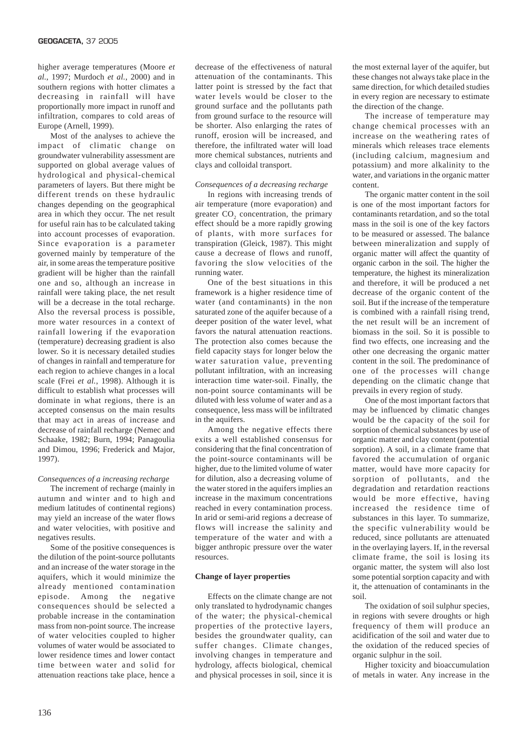higher average temperatures (Moore *et al.*, 1997; Murdoch *et al.*, 2000) and in southern regions with hotter climates a decreasing in rainfall will have proportionally more impact in runoff and infiltration, compares to cold areas of Europe (Arnell, 1999).

Most of the analyses to achieve the impact of climatic change on groundwater vulnerability assessment are supported on global average values of hydrological and physical-chemical parameters of layers. But there might be different trends on these hydraulic changes depending on the geographical area in which they occur. The net result for useful rain has to be calculated taking into account processes of evaporation. Since evaporation is a parameter governed mainly by temperature of the air, in some areas the temperature positive gradient will be higher than the rainfall one and so, although an increase in rainfall were taking place, the net result will be a decrease in the total recharge. Also the reversal process is possible, more water resources in a context of rainfall lowering if the evaporation (temperature) decreasing gradient is also lower. So it is necessary detailed studies of changes in rainfall and temperature for each region to achieve changes in a local scale (Frei *et al.*, 1998). Although it is difficult to establish what processes will dominate in what regions, there is an accepted consensus on the main results that may act in areas of increase and decrease of rainfall recharge (Nemec and Schaake, 1982; Burn, 1994; Panagoulia and Dimou, 1996; Frederick and Major, 1997).

*Consequences of a increasing recharge*

The increment of recharge (mainly in autumn and winter and to high and medium latitudes of continental regions) may yield an increase of the water flows and water velocities, with positive and negatives results.

Some of the positive consequences is the dilution of the point-source pollutants and an increase of the water storage in the aquifers, which it would minimize the already mentioned contamination episode. Among the negative consequences should be selected a probable increase in the contamination mass from non-point source. The increase of water velocities coupled to higher volumes of water would be associated to lower residence times and lower contact time between water and solid for attenuation reactions take place, hence a decrease of the effectiveness of natural attenuation of the contaminants. This latter point is stressed by the fact that water levels would be closer to the ground surface and the pollutants path from ground surface to the resource will be shorter. Also enlarging the rates of runoff, erosion will be increased, and therefore, the infiltrated water will load more chemical substances, nutrients and clays and colloidal transport.

*Consequences of a decreasing recharge*

In regions with increasing trends of air temperature (more evaporation) and greater $CO_2$ concentration, the primary effect should be a more rapidly growing of plants, with more surfaces for transpiration (Gleick, 1987). This might cause a decrease of flows and runoff, favoring the slow velocities of the running water.

One of the best situations in this framework is a higher residence time of water (and contaminants) in the non saturated zone of the aquifer because of a deeper position of the water level, what favors the natural attenuation reactions. The protection also comes because the field capacity stays for longer below the water saturation value, preventing pollutant infiltration, with an increasing interaction time water-soil. Finally, the non-point source contaminants will be diluted with less volume of water and as a consequence, less mass will be infiltrated in the aquifers.

Among the negative effects there exits a well established consensus for considering that the final concentration of the point-source contaminants will be higher, due to the limited volume of water for dilution, also a decreasing volume of the water stored in the aquifers implies an increase in the maximum concentrations reached in every contamination process. In arid or semi-arid regions a decrease of flows will increase the salinity and temperature of the water and with a bigger anthropic pressure over the water resources.

## Change of layer properties

Effects on the climate change are not only translated to hydrodynamic changes of the water; the physical-chemical properties of the protective layers, besides the groundwater quality, can suffer changes. Climate changes, involving changes in temperature and hydrology, affects biological, chemical and physical processes in soil, since it is the most external layer of the aquifer, but these changes not always take place in the same direction, for which detailed studies in every region are necessary to estimate the direction of the change.

The increase of temperature may change chemical processes with an increase on the weathering rates of minerals which releases trace elements (including calcium, magnesium and potassium) and more alkalinity to the water, and variations in the organic matter content.

The organic matter content in the soil is one of the most important factors for contaminants retardation, and so the total mass in the soil is one of the key factors to be measured or assessed. The balance between mineralization and supply of organic matter will affect the quantity of organic carbon in the soil. The higher the temperature, the highest its mineralization and therefore, it will be produced a net decrease of the organic content of the soil. But if the increase of the temperature is combined with a rainfall rising trend, the net result will be an increment of biomass in the soil. So it is possible to find two effects, one increasing and the other one decreasing the organic matter content in the soil. The predominance of one of the processes will change depending on the climatic change that prevails in every region of study.

One of the most important factors that may be influenced by climatic changes would be the capacity of the soil for sorption of chemical substances by use of organic matter and clay content (potential sorption). A soil, in a climate frame that favored the accumulation of organic matter, would have more capacity for sorption of pollutants, and the degradation and retardation reactions would be more effective, having increased the residence time of substances in this layer. To summarize, the specific vulnerability would be reduced, since pollutants are attenuated in the overlaying layers. If, in the reversal climate frame, the soil is losing its organic matter, the system will also lost some potential sorption capacity and with it, the attenuation of contaminants in the soil.

The oxidation of soil sulphur species, in regions with severe droughts or high frequency of them will produce an acidification of the soil and water due to the oxidation of the reduced species of organic sulphur in the soil.

Higher toxicity and bioaccumulation of metals in water. Any increase in the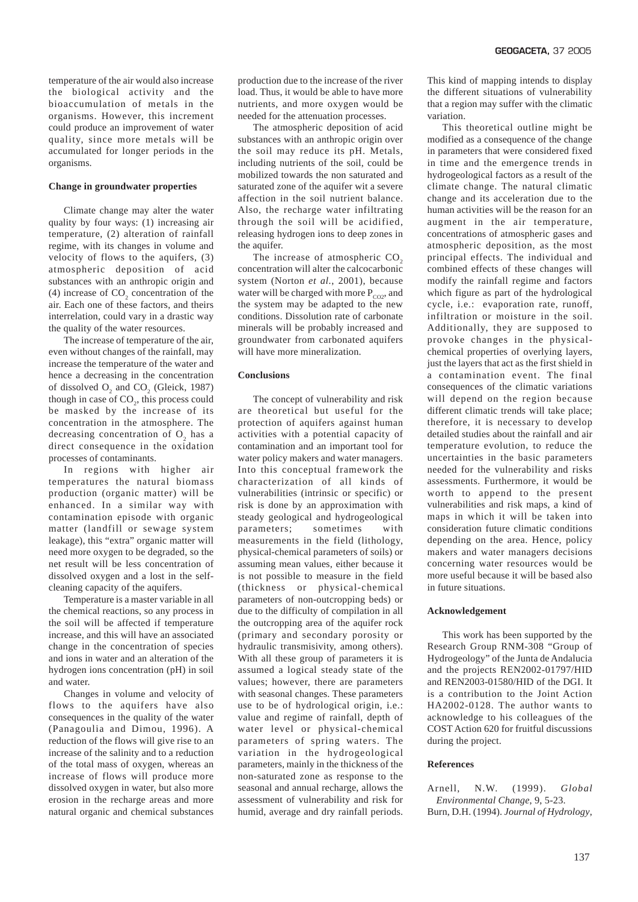temperature of the air would also increase the biological activity and the bioaccumulation of metals in the organisms. However, this increment could produce an improvement of water quality, since more metals will be accumulated for longer periods in the organisms.

**Change in groundwater properties**

Climate change may alter the water quality by four ways: (1) increasing air temperature, (2) alteration of rainfall regime, with its changes in volume and velocity of flows to the aquifers, (3) atmospheric deposition of acid substances with an anthropic origin and (4) increase of $CO_2$ concentration of the air. Each one of these factors, and theirs interrelation, could vary in a drastic way the quality of the water resources.

The increase of temperature of the air, even without changes of the rainfall, may increase the temperature of the water and hence a decreasing in the concentration of dissolved $O_2$ and $CO_2$ (Gleick, 1987) though in case of $CO_2$, this process could be masked by the increase of its concentration in the atmosphere. The decreasing concentration of $O_2$ has a direct consequence in the oxidation processes of contaminants.

In regions with higher air temperatures the natural biomass production (organic matter) will be enhanced. In a similar way with contamination episode with organic matter (landfill or sewage system leakage), this "extra" organic matter will need more oxygen to be degraded, so the net result will be less concentration of dissolved oxygen and a lost in the self-cleaning capacity of the aquifers.

Temperature is a master variable in all the chemical reactions, so any process in the soil will be affected if temperature increase, and this will have an associated change in the concentration of species and ions in water and an alteration of the hydrogen ions concentration (pH) in soil and water.

Changes in volume and velocity of flows to the aquifers have also consequences in the quality of the water (Panagoulia and Dimou, 1996). A reduction of the flows will give rise to an increase of the salinity and to a reduction of the total mass of oxygen, whereas an increase of flows will produce more dissolved oxygen in water, but also more erosion in the recharge areas and more natural organic and chemical substances production due to the increase of the river load. Thus, it would be able to have more nutrients, and more oxygen would be needed for the attenuation processes.

The atmospheric deposition of acid substances with an anthropic origin over the soil may reduce its pH. Metals, including nutrients of the soil, could be mobilized towards the non saturated and saturated zone of the aquifer wit a severe affection in the soil nutrient balance. Also, the recharge water infiltrating through the soil will be acidified, releasing hydrogen ions to deep zones in the aquifer.

The increase of atmospheric $CO_2$ concentration will alter the calcocarbonic system (Norton *et al.*, 2001), because water will be charged with more $P_{CO2}$, and the system may be adapted to the new conditions. Dissolution rate of carbonate minerals will be probably increased and groundwater from carbonated aquifers will have more mineralization.

**Conclusions**

The concept of vulnerability and risk are theoretical but useful for the protection of aquifers against human activities with a potential capacity of contamination and an important tool for water policy makers and water managers. Into this conceptual framework the characterization of all kinds of vulnerabilities (intrinsic or specific) or risk is done by an approximation with steady geological and hydrogeological parameters; sometimes with measurements in the field (lithology, physical-chemical parameters of soils) or assuming mean values, either because it is not possible to measure in the field (thickness or physical-chemical parameters of non-outcropping beds) or due to the difficulty of compilation in all the outcropping area of the aquifer rock (primary and secondary porosity or hydraulic transmisivity, among others). With all these group of parameters it is assumed a logical steady state of the values; however, there are parameters with seasonal changes. These parameters use to be of hydrological origin, i.e.: value and regime of rainfall, depth of water level or physical-chemical parameters of spring waters. The variation in the hydrogeological parameters, mainly in the thickness of the non-saturated zone as response to the seasonal and annual recharge, allows the assessment of vulnerability and risk for humid, average and dry rainfall periods. This kind of mapping intends to display the different situations of vulnerability that a region may suffer with the climatic variation.

This theoretical outline might be modified as a consequence of the change in parameters that were considered fixed in time and the emergence trends in hydrogeological factors as a result of the climate change. The natural climatic change and its acceleration due to the human activities will be the reason for an augment in the air temperature, concentrations of atmospheric gases and atmospheric deposition, as the most principal effects. The individual and combined effects of these changes will modify the rainfall regime and factors which figure as part of the hydrological cycle, i.e.: evaporation rate, runoff, infiltration or moisture in the soil. Additionally, they are supposed to provoke changes in the physical-chemical properties of overlying layers, just the layers that act as the first shield in a contamination event. The final consequences of the climatic variations will depend on the region because different climatic trends will take place; therefore, it is necessary to develop detailed studies about the rainfall and air temperature evolution, to reduce the uncertainties in the basic parameters needed for the vulnerability and risks assessments. Furthermore, it would be worth to append to the present vulnerabilities and risk maps, a kind of maps in which it will be taken into consideration future climatic conditions depending on the area. Hence, policy makers and water managers decisions concerning water resources would be more useful because it will be based also in future situations.

**Acknowledgement**

This work has been supported by the Research Group RNM-308 "Group of Hydrogeology" of the Junta de Andalucia and the projects REN2002-01797/HID and REN2003-01580/HID of the DGI. It is a contribution to the Joint Action HA2002-0128. The author wants to acknowledge to his colleagues of the COST Action 620 for fruitful discussions during the project.

**References**

Arnell, N.W. (1999). *Global Environmental Change*, 9, 5-23.

Burn, D.H. (1994). *Journal of Hydrology*,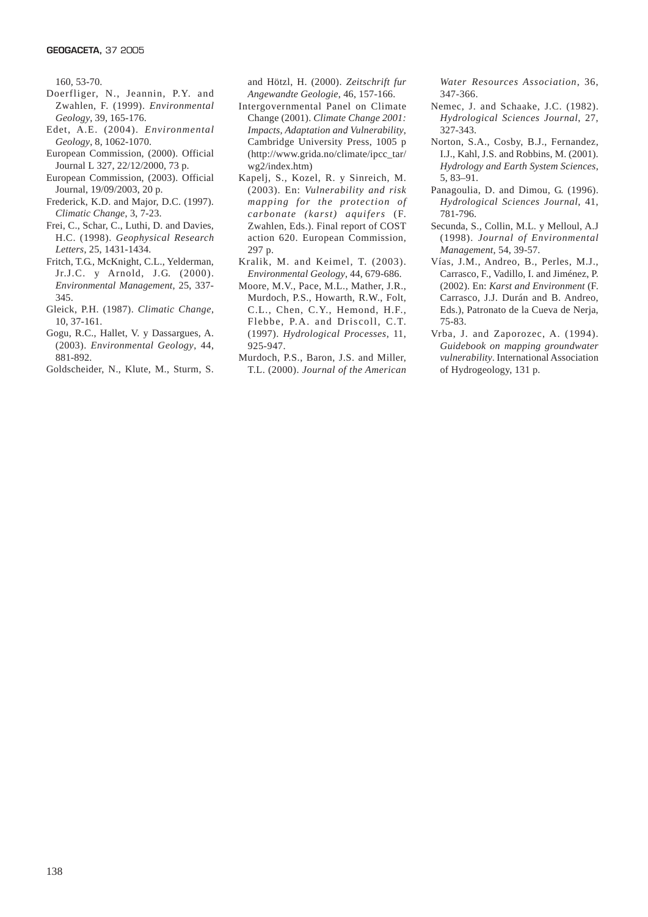160, 53-70.

Doerfliger, N., Jeannin, P.Y. and Zwahlen, F. (1999). *Environmental Geology*, 39, 165-176.

Edet, A.E. (2004). *Environmental Geology*, 8, 1062-1070.

European Commission, (2000). Official Journal L 327, 22/12/2000, 73 p.

European Commission, (2003). Official Journal, 19/09/2003, 20 p.

Frederick, K.D. and Major, D.C. (1997). *Climatic Change*, 3, 7-23.

Frei, C., Schar, C., Luthi, D. and Davies, H.C. (1998). *Geophysical Research Letters*, 25, 1431-1434.

Fritch, T.G., McKnight, C.L., Yelderman, Jr.J.C. y Arnold, J.G. (2000). *Environmental Management*, 25, 337-345.

Gleick, P.H. (1987). *Climatic Change*, 10, 37-161.

Gogu, R.C., Hallet, V. y Dassargues, A. (2003). *Environmental Geology*, 44, 881-892.

Goldscheider, N., Klute, M., Sturm, S. and Hötzl, H. (2000). *Zeitschrift fur Angewandte Geologie*, 46, 157-166.

Intergovernmental Panel on Climate Change (2001). *Climate Change 2001: Impacts, Adaptation and Vulnerability*, Cambridge University Press, 1005 p (http://www.grida.no/climate/ipcc_tar/wg2/index.htm)

Kapelj, S., Kozel, R. y Sinreich, M. (2003). En: *Vulnerability and risk mapping for the protection of carbonate (karst) aquifers* (F. Zwahlen, Eds.). Final report of COST action 620. European Commission, 297 p.

Kralik, M. and Keimel, T. (2003). *Environmental Geology*, 44, 679-686.

Moore, M.V., Pace, M.L., Mather, J.R., Murdoch, P.S., Howarth, R.W., Folt, C.L., Chen, C.Y., Hemond, H.F., Flebbe, P.A. and Driscoll, C.T. (1997). *Hydrological Processes*, 11, 925-947.

Murdoch, P.S., Baron, J.S. and Miller, T.L. (2000). *Journal of the American Water Resources Association*, 36, 347-366.

Nemec, J. and Schaake, J.C. (1982). *Hydrological Sciences Journal*, 27, 327-343.

Norton, S.A., Cosby, B.J., Fernandez, I.J., Kahl, J.S. and Robbins, M. (2001). *Hydrology and Earth System Sciences*, 5, 83–91.

Panagoulia, D. and Dimou, G. (1996). *Hydrological Sciences Journal*, 41, 781-796.

Secunda, S., Collin, M.L. y Melloul, A.J (1998). *Journal of Environmental Management*, 54, 39-57.

Vías, J.M., Andreo, B., Perles, M.J., Carrasco, F., Vadillo, I. and Jiménez, P. (2002). En: *Karst and Environment* (F. Carrasco, J.J. Durán and B. Andreo, Eds.), Patronato de la Cueva de Nerja, 75-83.

Vrba, J. and Zaporozec, A. (1994). *Guidebook on mapping groundwater vulnerability*. International Association of Hydrogeology, 131 p.